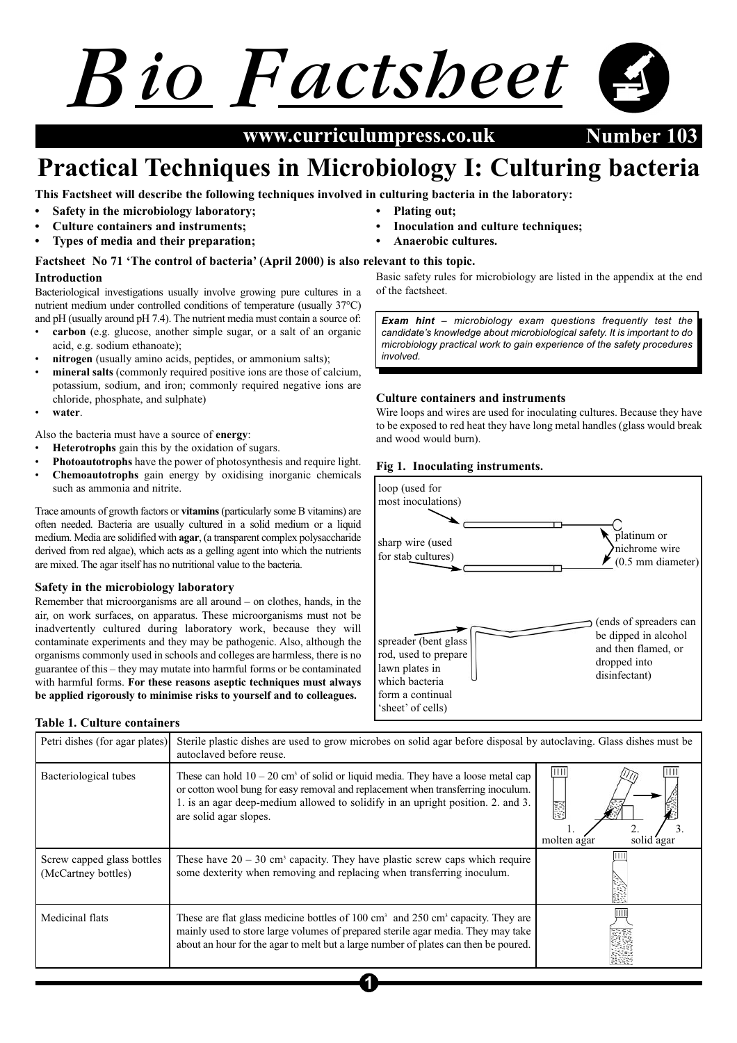# Bio Factsheet

www.curriculumpress.co.uk — Number 103

# Practical Techniques in Microbiology I: Culturing bacteria

**This Factsheet will describe the following techniques involved in culturing bacteria in the laboratory:**

- **Safety in the microbiology laboratory;**
- **Culture containers and instruments;**
- **Types of media and their preparation;**
- **Plating out;**
- **Inoculation and culture techniques;**
- **Anaerobic cultures.**

**Factsheet No 71 'The control of bacteria' (April 2000) is also relevant to this topic.**

### Introduction

Bacteriological investigations usually involve growing pure cultures in a nutrient medium under controlled conditions of temperature (usually 37°C) and pH (usually around pH 7.4). The nutrient media must contain a source of:

- **carbon** (e.g. glucose, another simple sugar, or a salt of an organic acid, e.g. sodium ethanoate);
- **nitrogen** (usually amino acids, peptides, or ammonium salts);
- **mineral salts** (commonly required positive ions are those of calcium, potassium, sodium, and iron; commonly required negative ions are chloride, phosphate, and sulphate)
- **water**.

Also the bacteria must have a source of **energy**:

- **Heterotrophs** gain this by the oxidation of sugars.
- **Photoautotrophs** have the power of photosynthesis and require light.
- **Chemoautotrophs** gain energy by oxidising inorganic chemicals such as ammonia and nitrite.

Trace amounts of growth factors or **vitamins** (particularly some B vitamins) are often needed. Bacteria are usually cultured in a solid medium or a liquid medium. Media are solidified with **agar**, (a transparent complex polysaccharide derived from red algae), which acts as a gelling agent into which the nutrients are mixed. The agar itself has no nutritional value to the bacteria.

### Safety in the microbiology laboratory

Remember that microorganisms are all around – on clothes, hands, in the air, on work surfaces, on apparatus. These microorganisms must not be inadvertently cultured during laboratory work, because they will contaminate experiments and they may be pathogenic. Also, although the organisms commonly used in schools and colleges are harmless, there is no guarantee of this – they may mutate into harmful forms or be contaminated with harmful forms. **For these reasons aseptic techniques must always be applied rigorously to minimise risks to yourself and to colleagues.**

Basic safety rules for microbiology are listed in the appendix at the end of the factsheet.

> ***Exam hint*** *– microbiology exam questions frequently test the candidate's knowledge about microbiological safety. It is important to do microbiology practical work to gain experience of the safety procedures involved.*

### Culture containers and instruments

Wire loops and wires are used for inoculating cultures. Because they have to be exposed to red heat they have long metal handles (glass would break and wood would burn).

**Fig 1. Inoculating instruments.**

- loop (used for most inoculations)
- sharp wire (used for stab cultures)
- platinum or nichrome wire (0.5 mm diameter)
- spreader (bent glass rod, used to prepare lawn plates in which bacteria form a continual 'sheet' of cells)
- (ends of spreaders can be dipped in alcohol and then flamed, or dropped into disinfectant)

**Table 1. Culture containers**

| Container | Description | Diagram |
|---|---|---|
| Petri dishes (for agar plates) | Sterile plastic dishes are used to grow microbes on solid agar before disposal by autoclaving. Glass dishes must be autoclaved before reuse. | |
| Bacteriological tubes | These can hold 10 – 20 cm³ of solid or liquid media. They have a loose metal cap or cotton wool bung for easy removal and replacement when transferring inoculum. 1. is an agar deep-medium allowed to solidify in an upright position. 2. and 3. are solid agar slopes. | 1. molten agar; 2., 3. solid agar |
| Screw capped glass bottles (McCartney bottles) | These have 20 – 30 cm³ capacity. They have plastic screw caps which require some dexterity when removing and replacing when transferring inoculum. | |
| Medicinal flats | These are flat glass medicine bottles of 100 cm³ and 250 cm³ capacity. They are mainly used to store large volumes of prepared sterile agar media. They may take about an hour for the agar to melt but a large number of plates can then be poured. | |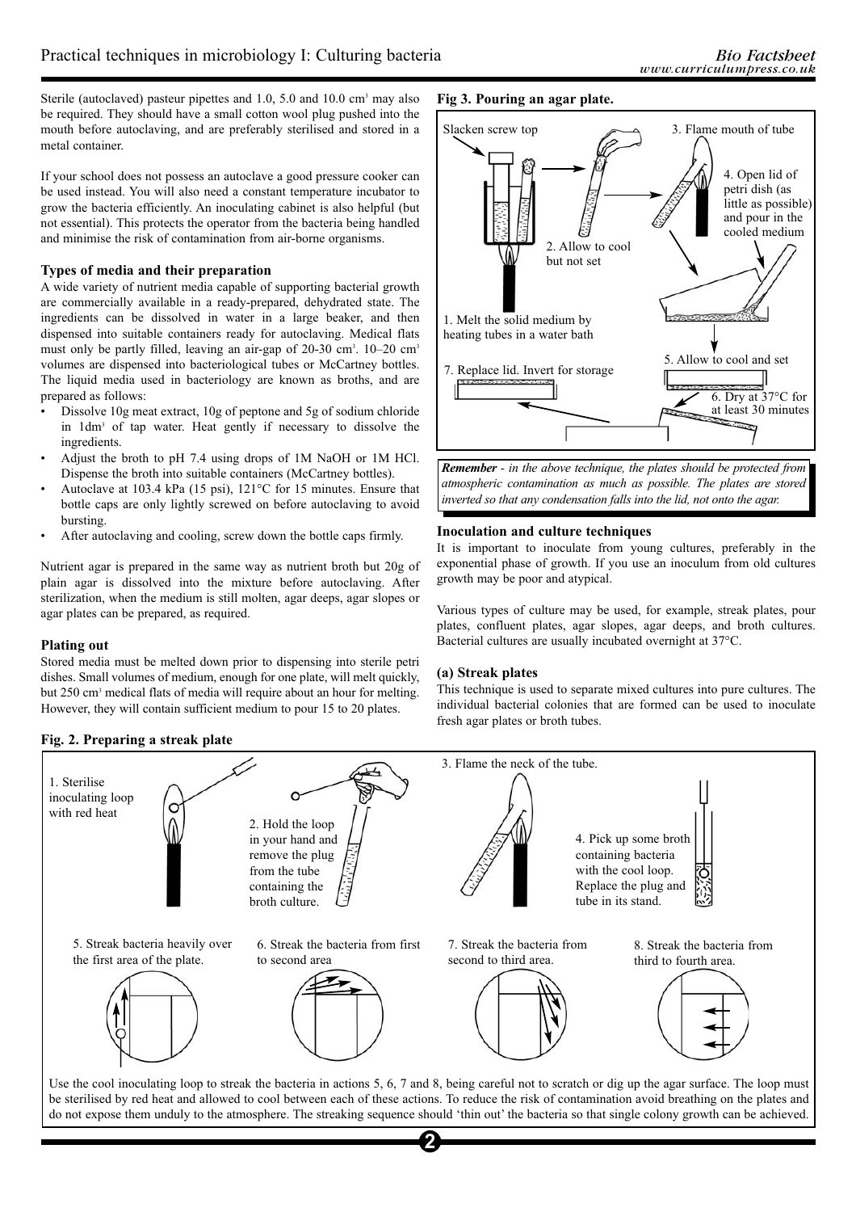Sterile (autoclaved) pasteur pipettes and 1.0, 5.0 and 10.0 $cm^3$ may also be required. They should have a small cotton wool plug pushed into the mouth before autoclaving, and are preferably sterilised and stored in a metal container.

If your school does not possess an autoclave a good pressure cooker can be used instead. You will also need a constant temperature incubator to grow the bacteria efficiently. An inoculating cabinet is also helpful (but not essential). This protects the operator from the bacteria being handled and minimise the risk of contamination from air-borne organisms.

### Types of media and their preparation

A wide variety of nutrient media capable of supporting bacterial growth are commercially available in a ready-prepared, dehydrated state. The ingredients can be dissolved in water in a large beaker, and then dispensed into suitable containers ready for autoclaving. Medical flats must only be partly filled, leaving an air-gap of 20-30 $cm^3$. 10–20 $cm^3$ volumes are dispensed into bacteriological tubes or McCartney bottles. The liquid media used in bacteriology are known as broths, and are prepared as follows:

- Dissolve 10g meat extract, 10g of peptone and 5g of sodium chloride in 1$dm^3$ of tap water. Heat gently if necessary to dissolve the ingredients.
- Adjust the broth to pH 7.4 using drops of 1M NaOH or 1M HCl. Dispense the broth into suitable containers (McCartney bottles).
- Autoclave at 103.4 kPa (15 psi), 121°C for 15 minutes. Ensure that bottle caps are only lightly screwed on before autoclaving to avoid bursting.
- After autoclaving and cooling, screw down the bottle caps firmly.

Nutrient agar is prepared in the same way as nutrient broth but 20g of plain agar is dissolved into the mixture before autoclaving. After sterilization, when the medium is still molten, agar deeps, agar slopes or agar plates can be prepared, as required.

### Plating out

Stored media must be melted down prior to dispensing into sterile petri dishes. Small volumes of medium, enough for one plate, will melt quickly, but 250 $cm^3$ medical flats of media will require about an hour for melting. However, they will contain sufficient medium to pour 15 to 20 plates.

**Fig 3. Pouring an agar plate.**

Slacken screw top

1. Melt the solid medium by heating tubes in a water bath
2. Allow to cool but not set
3. Flame mouth of tube
4. Open lid of petri dish (as little as possible) and pour in the cooled medium
5. Allow to cool and set
6. Dry at 37°C for at least 30 minutes
7. Replace lid. Invert for storage

***Remember*** *- in the above technique, the plates should be protected from atmospheric contamination as much as possible. The plates are stored inverted so that any condensation falls into the lid, not onto the agar.*

### Inoculation and culture techniques

It is important to inoculate from young cultures, preferably in the exponential phase of growth. If you use an inoculum from old cultures growth may be poor and atypical.

Various types of culture may be used, for example, streak plates, pour plates, confluent plates, agar slopes, agar deeps, and broth cultures. Bacterial cultures are usually incubated overnight at 37°C.

#### (a) Streak plates

This technique is used to separate mixed cultures into pure cultures. The individual bacterial colonies that are formed can be used to inoculate fresh agar plates or broth tubes.

**Fig. 2. Preparing a streak plate**

1. Sterilise inoculating loop with red heat
2. Hold the loop in your hand and remove the plug from the tube containing the broth culture.
3. Flame the neck of the tube.
4. Pick up some broth containing bacteria with the cool loop. Replace the plug and tube in its stand.
5. Streak bacteria heavily over the first area of the plate.
6. Streak the bacteria from first to second area
7. Streak the bacteria from second to third area.
8. Streak the bacteria from third to fourth area.

Use the cool inoculating loop to streak the bacteria in actions 5, 6, 7 and 8, being careful not to scratch or dig up the agar surface. The loop must be sterilised by red heat and allowed to cool between each of these actions. To reduce the risk of contamination avoid breathing on the plates and do not expose them unduly to the atmosphere. The streaking sequence should 'thin out' the bacteria so that single colony growth can be achieved.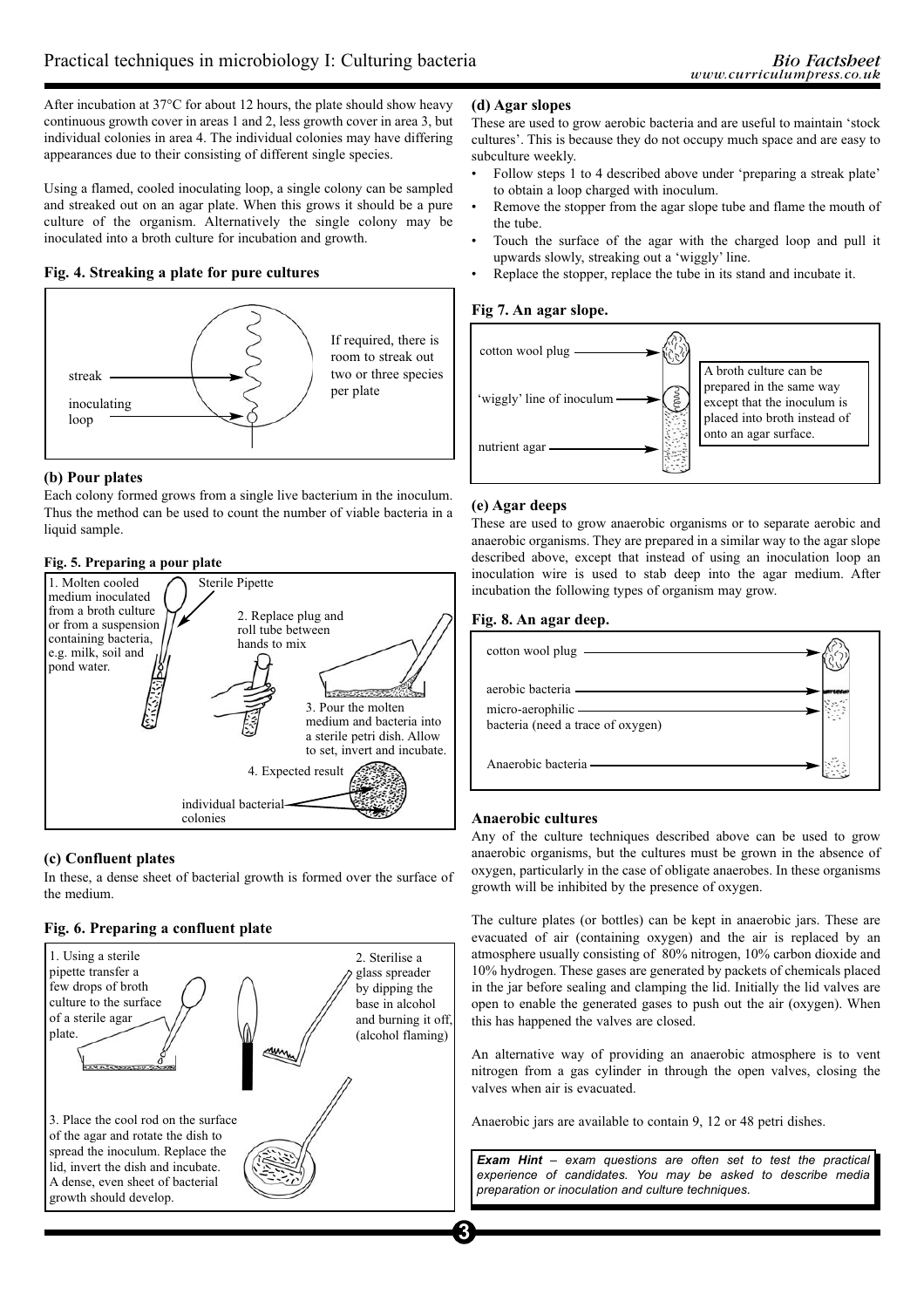After incubation at 37°C for about 12 hours, the plate should show heavy continuous growth cover in areas 1 and 2, less growth cover in area 3, but individual colonies in area 4. The individual colonies may have differing appearances due to their consisting of different single species.

Using a flamed, cooled inoculating loop, a single colony can be sampled and streaked out on an agar plate. When this grows it should be a pure culture of the organism. Alternatively the single colony may be inoculated into a broth culture for incubation and growth.

**Fig. 4. Streaking a plate for pure cultures**

streak

inoculating loop

If required, there is room to streak out two or three species per plate

### (b) Pour plates

Each colony formed grows from a single live bacterium in the inoculum. Thus the method can be used to count the number of viable bacteria in a liquid sample.

**Fig. 5. Preparing a pour plate**

1. Molten cooled medium inoculated from a broth culture or from a suspension containing bacteria, e.g. milk, soil and pond water.

Sterile Pipette

2. Replace plug and roll tube between hands to mix

3. Pour the molten medium and bacteria into a sterile petri dish. Allow to set, invert and incubate.

4. Expected result

individual bacterial colonies

### (c) Confluent plates

In these, a dense sheet of bacterial growth is formed over the surface of the medium.

**Fig. 6. Preparing a confluent plate**

1. Using a sterile pipette transfer a few drops of broth culture to the surface of a sterile agar plate.

2. Sterilise a glass spreader by dipping the base in alcohol and burning it off, (alcohol flaming)

3. Place the cool rod on the surface of the agar and rotate the dish to spread the inoculum. Replace the lid, invert the dish and incubate. A dense, even sheet of bacterial growth should develop.

### (d) Agar slopes

These are used to grow aerobic bacteria and are useful to maintain 'stock cultures'. This is because they do not occupy much space and are easy to subculture weekly.

- Follow steps 1 to 4 described above under 'preparing a streak plate' to obtain a loop charged with inoculum.
- Remove the stopper from the agar slope tube and flame the mouth of the tube.
- Touch the surface of the agar with the charged loop and pull it upwards slowly, streaking out a 'wiggly' line.
- Replace the stopper, replace the tube in its stand and incubate it.

**Fig 7. An agar slope.**

cotton wool plug

'wiggly' line of inoculum

nutrient agar

A broth culture can be prepared in the same way except that the inoculum is placed into broth instead of onto an agar surface.

### (e) Agar deeps

These are used to grow anaerobic organisms or to separate aerobic and anaerobic organisms. They are prepared in a similar way to the agar slope described above, except that instead of using an inoculation loop an inoculation wire is used to stab deep into the agar medium. After incubation the following types of organism may grow.

**Fig. 8. An agar deep.**

cotton wool plug

aerobic bacteria

micro-aerophilic bacteria (need a trace of oxygen)

Anaerobic bacteria

### Anaerobic cultures

Any of the culture techniques described above can be used to grow anaerobic organisms, but the cultures must be grown in the absence of oxygen, particularly in the case of obligate anaerobes. In these organisms growth will be inhibited by the presence of oxygen.

The culture plates (or bottles) can be kept in anaerobic jars. These are evacuated of air (containing oxygen) and the air is replaced by an atmosphere usually consisting of 80% nitrogen, 10% carbon dioxide and 10% hydrogen. These gases are generated by packets of chemicals placed in the jar before sealing and clamping the lid. Initially the lid valves are open to enable the generated gases to push out the air (oxygen). When this has happened the valves are closed.

An alternative way of providing an anaerobic atmosphere is to vent nitrogen from a gas cylinder in through the open valves, closing the valves when air is evacuated.

Anaerobic jars are available to contain 9, 12 or 48 petri dishes.

> ***Exam Hint*** *– exam questions are often set to test the practical experience of candidates. You may be asked to describe media preparation or inoculation and culture techniques.*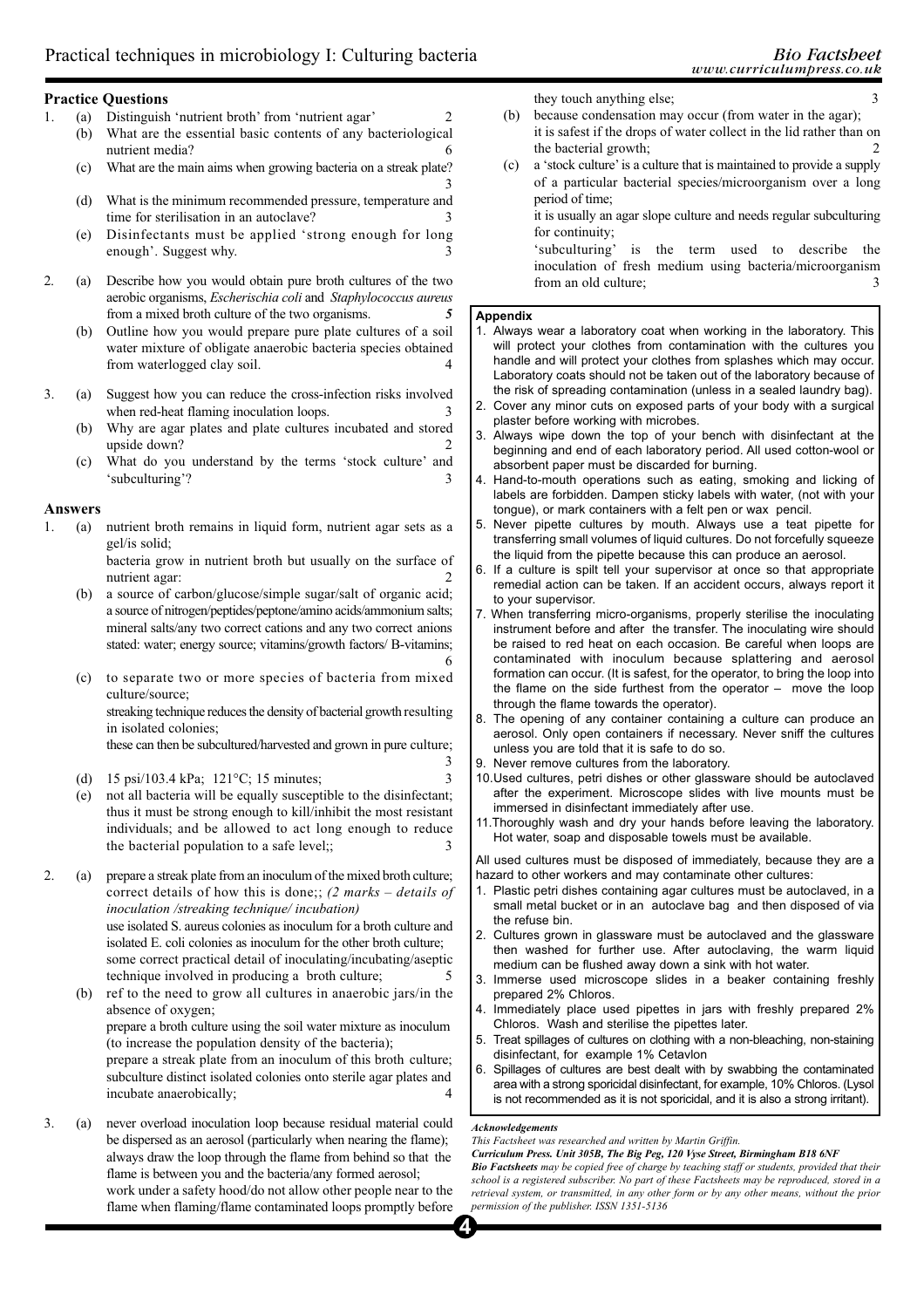## Practice Questions

1. (a) Distinguish 'nutrient broth' from 'nutrient agar' 2
   (b) What are the essential basic contents of any bacteriological nutrient media? 6
   (c) What are the main aims when growing bacteria on a streak plate? 3
   (d) What is the minimum recommended pressure, temperature and time for sterilisation in an autoclave? 3
   (e) Disinfectants must be applied 'strong enough for long enough'. Suggest why. 3

2. (a) Describe how you would obtain pure broth cultures of the two aerobic organisms, *Escherichia coli* and *Staphylococcus aureus* from a mixed broth culture of the two organisms. ***5***
   (b) Outline how you would prepare pure plate cultures of a soil water mixture of obligate anaerobic bacteria species obtained from waterlogged clay soil. 4

3. (a) Suggest how you can reduce the cross-infection risks involved when red-heat flaming inoculation loops. 3
   (b) Why are agar plates and plate cultures incubated and stored upside down? 2
   (c) What do you understand by the terms 'stock culture' and 'subculturing'? 3

## Answers

1. (a) nutrient broth remains in liquid form, nutrient agar sets as a gel/is solid;
   bacteria grow in nutrient broth but usually on the surface of nutrient agar: 2
   (b) a source of carbon/glucose/simple sugar/salt of organic acid; a source of nitrogen/peptides/peptone/amino acids/ammonium salts; mineral salts/any two correct cations and any two correct anions stated: water; energy source; vitamins/growth factors/ B-vitamins; 6
   (c) to separate two or more species of bacteria from mixed culture/source;
   streaking technique reduces the density of bacterial growth resulting in isolated colonies;
   these can then be subcultured/harvested and grown in pure culture; 3
   (d) 15 psi/103.4 kPa; 121°C; 15 minutes; 3
   (e) not all bacteria will be equally susceptible to the disinfectant; thus it must be strong enough to kill/inhibit the most resistant individuals; and be allowed to act long enough to reduce the bacterial population to a safe level;; 3

2. (a) prepare a streak plate from an inoculum of the mixed broth culture; correct details of how this is done;; *(2 marks – details of inoculation /streaking technique/ incubation)*
   use isolated S. aureus colonies as inoculum for a broth culture and isolated E. coli colonies as inoculum for the other broth culture; some correct practical detail of inoculating/incubating/aseptic technique involved in producing a broth culture; 5
   (b) ref to the need to grow all cultures in anaerobic jars/in the absence of oxygen;
   prepare a broth culture using the soil water mixture as inoculum (to increase the population density of the bacteria);
   prepare a streak plate from an inoculum of this broth culture; subculture distinct isolated colonies onto sterile agar plates and incubate anaerobically; 4

3. (a) never overload inoculation loop because residual material could be dispersed as an aerosol (particularly when nearing the flame); always draw the loop through the flame from behind so that the flame is between you and the bacteria/any formed aerosol;
   work under a safety hood/do not allow other people near to the flame when flaming/flame contaminated loops promptly before they touch anything else; 3
   (b) because condensation may occur (from water in the agar); it is safest if the drops of water collect in the lid rather than on the bacterial growth; 2
   (c) a 'stock culture' is a culture that is maintained to provide a supply of a particular bacterial species/microorganism over a long period of time;
   it is usually an agar slope culture and needs regular subculturing for continuity;
   'subculturing' is the term used to describe the inoculation of fresh medium using bacteria/microorganism from an old culture; 3

## Appendix

1. Always wear a laboratory coat when working in the laboratory. This will protect your clothes from contamination with the cultures you handle and will protect your clothes from splashes which may occur. Laboratory coats should not be taken out of the laboratory because of the risk of spreading contamination (unless in a sealed laundry bag).
2. Cover any minor cuts on exposed parts of your body with a surgical plaster before working with microbes.
3. Always wipe down the top of your bench with disinfectant at the beginning and end of each laboratory period. All used cotton-wool or absorbent paper must be discarded for burning.
4. Hand-to-mouth operations such as eating, smoking and licking of labels are forbidden. Dampen sticky labels with water, (not with your tongue), or mark containers with a felt pen or wax pencil.
5. Never pipette cultures by mouth. Always use a teat pipette for transferring small volumes of liquid cultures. Do not forcefully squeeze the liquid from the pipette because this can produce an aerosol.
6. If a culture is spilt tell your supervisor at once so that appropriate remedial action can be taken. If an accident occurs, always report it to your supervisor.
7. When transferring micro-organisms, properly sterilise the inoculating instrument before and after the transfer. The inoculating wire should be raised to red heat on each occasion. Be careful when loops are contaminated with inoculum because splattering and aerosol formation can occur. (It is safest, for the operator, to bring the loop into the flame on the side furthest from the operator – move the loop through the flame towards the operator).
8. The opening of any container containing a culture can produce an aerosol. Only open containers if necessary. Never sniff the cultures unless you are told that it is safe to do so.
9. Never remove cultures from the laboratory.
10. Used cultures, petri dishes or other glassware should be autoclaved after the experiment. Microscope slides with live mounts must be immersed in disinfectant immediately after use.
11. Thoroughly wash and dry your hands before leaving the laboratory. Hot water, soap and disposable towels must be available.

All used cultures must be disposed of immediately, because they are a hazard to other workers and may contaminate other cultures:

1. Plastic petri dishes containing agar cultures must be autoclaved, in a small metal bucket or in an autoclave bag and then disposed of via the refuse bin.
2. Cultures grown in glassware must be autoclaved and the glassware then washed for further use. After autoclaving, the warm liquid medium can be flushed away down a sink with hot water.
3. Immerse used microscope slides in a beaker containing freshly prepared 2% Chloros.
4. Immediately place used pipettes in jars with freshly prepared 2% Chloros. Wash and sterilise the pipettes later.
5. Treat spillages of cultures on clothing with a non-bleaching, non-staining disinfectant, for example 1% Cetavlon
6. Spillages of cultures are best dealt with by swabbing the contaminated area with a strong sporicidal disinfectant, for example, 10% Chloros. (Lysol is not recommended as it is not sporicidal, and it is also a strong irritant).

***Acknowledgements***
*This Factsheet was researched and written by Martin Griffin.*
***Curriculum Press. Unit 305B, The Big Peg, 120 Vyse Street, Birmingham B18 6NF***
***Bio Factsheets*** *may be copied free of charge by teaching staff or students, provided that their school is a registered subscriber. No part of these Factsheets may be reproduced, stored in a retrieval system, or transmitted, in any other form or by any other means, without the prior permission of the publisher. ISSN 1351-5136*